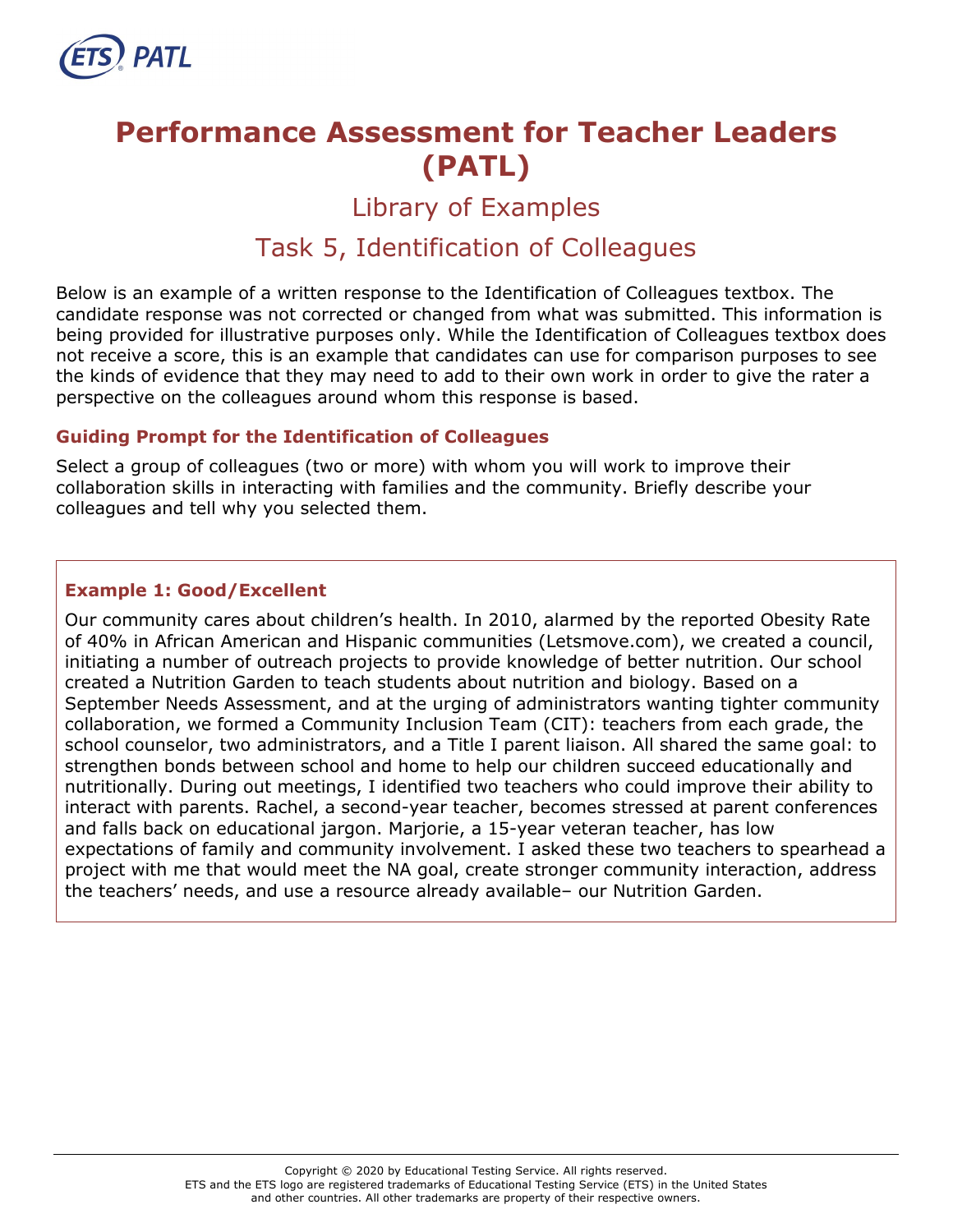# Performance Assessment for Teacher Leaders (PATL)

## Library of Examples

## Task 5, Identification of Colleagues

Below is an example of a written response to the Identification of Colleagues textbox. The candidate response was not corrected or changed from what was submitted. This information is being provided for illustrative purposes only. While the Identification of Colleagues textbox does not receive a score, this is an example that candidates can use for comparison purposes to see the kinds of evidence that they may need to add to their own work in order to give the rater a perspective on the colleagues around whom this response is based.

### Guiding Prompt for the Identification of Colleagues

Select a group of colleagues (two or more) with whom you will work to improve their collaboration skills in interacting with families and the community. Briefly describe your colleagues and tell why you selected them.

### Example 1: Good/Excellent

Our community cares about children's health. In 2010, alarmed by the reported Obesity Rate of 40% in African American and Hispanic communities (Letsmove.com), we created a council, initiating a number of outreach projects to provide knowledge of better nutrition. Our school created a Nutrition Garden to teach students about nutrition and biology. Based on a September Needs Assessment, and at the urging of administrators wanting tighter community collaboration, we formed a Community Inclusion Team (CIT): teachers from each grade, the school counselor, two administrators, and a Title I parent liaison. All shared the same goal: to strengthen bonds between school and home to help our children succeed educationally and nutritionally. During out meetings, I identified two teachers who could improve their ability to interact with parents. Rachel, a second-year teacher, becomes stressed at parent conferences and falls back on educational jargon. Marjorie, a 15-year veteran teacher, has low expectations of family and community involvement. I asked these two teachers to spearhead a project with me that would meet the NA goal, create stronger community interaction, address the teachers' needs, and use a resource already available– our Nutrition Garden.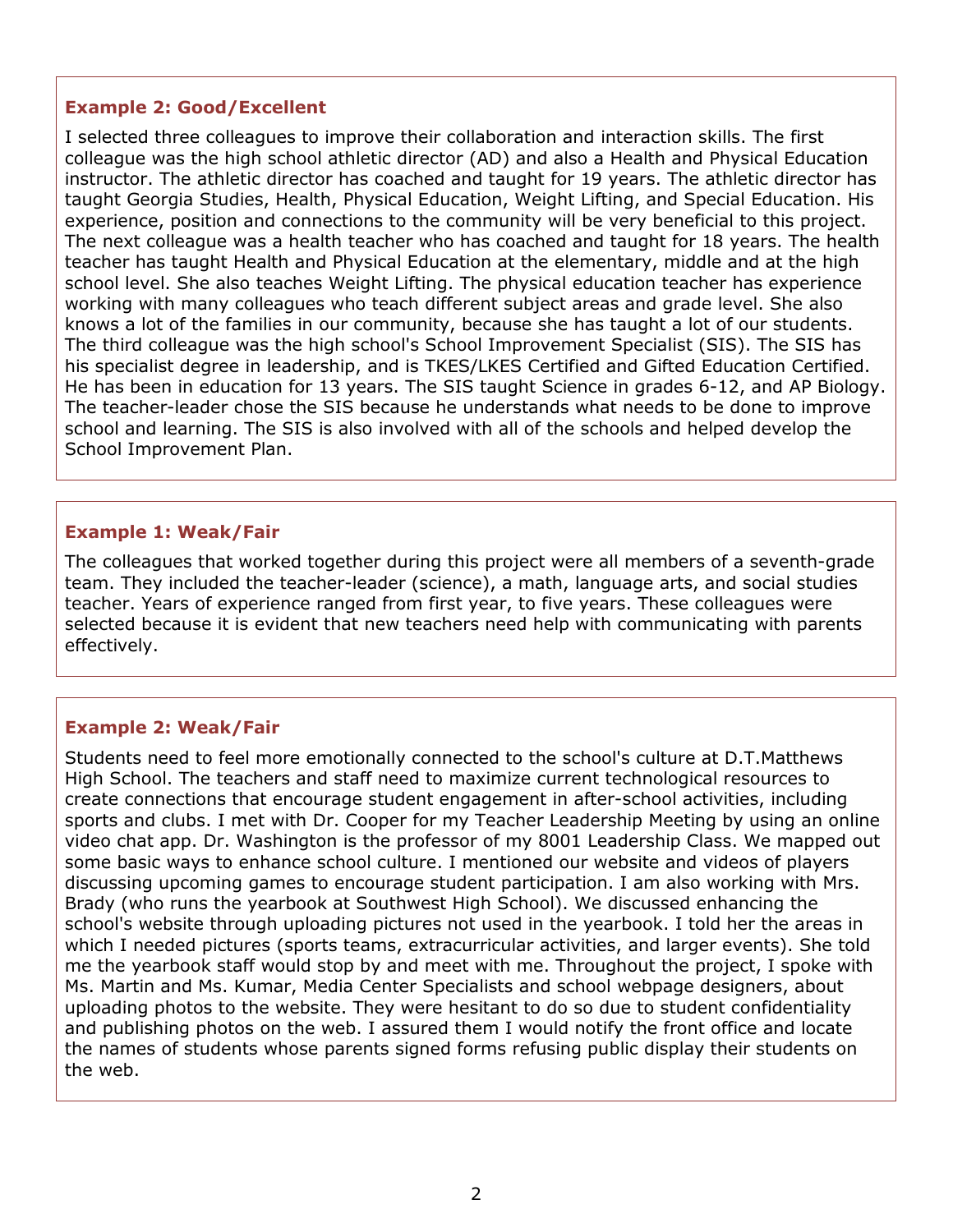### Example 2: Good/Excellent

I selected three colleagues to improve their collaboration and interaction skills. The first colleague was the high school athletic director (AD) and also a Health and Physical Education instructor. The athletic director has coached and taught for 19 years. The athletic director has taught Georgia Studies, Health, Physical Education, Weight Lifting, and Special Education. His experience, position and connections to the community will be very beneficial to this project. The next colleague was a health teacher who has coached and taught for 18 years. The health teacher has taught Health and Physical Education at the elementary, middle and at the high school level. She also teaches Weight Lifting. The physical education teacher has experience working with many colleagues who teach different subject areas and grade level. She also knows a lot of the families in our community, because she has taught a lot of our students. The third colleague was the high school's School Improvement Specialist (SIS). The SIS has his specialist degree in leadership, and is TKES/LKES Certified and Gifted Education Certified. He has been in education for 13 years. The SIS taught Science in grades 6-12, and AP Biology. The teacher-leader chose the SIS because he understands what needs to be done to improve school and learning. The SIS is also involved with all of the schools and helped develop the School Improvement Plan.

### Example 1: Weak/Fair

The colleagues that worked together during this project were all members of a seventh-grade team. They included the teacher-leader (science), a math, language arts, and social studies teacher. Years of experience ranged from first year, to five years. These colleagues were selected because it is evident that new teachers need help with communicating with parents effectively.

### Example 2: Weak/Fair

Students need to feel more emotionally connected to the school's culture at D.T.Matthews High School. The teachers and staff need to maximize current technological resources to create connections that encourage student engagement in after-school activities, including sports and clubs. I met with Dr. Cooper for my Teacher Leadership Meeting by using an online video chat app. Dr. Washington is the professor of my 8001 Leadership Class. We mapped out some basic ways to enhance school culture. I mentioned our website and videos of players discussing upcoming games to encourage student participation. I am also working with Mrs. Brady (who runs the yearbook at Southwest High School). We discussed enhancing the school's website through uploading pictures not used in the yearbook. I told her the areas in which I needed pictures (sports teams, extracurricular activities, and larger events). She told me the yearbook staff would stop by and meet with me. Throughout the project, I spoke with Ms. Martin and Ms. Kumar, Media Center Specialists and school webpage designers, about uploading photos to the website. They were hesitant to do so due to student confidentiality and publishing photos on the web. I assured them I would notify the front office and locate the names of students whose parents signed forms refusing public display their students on the web.